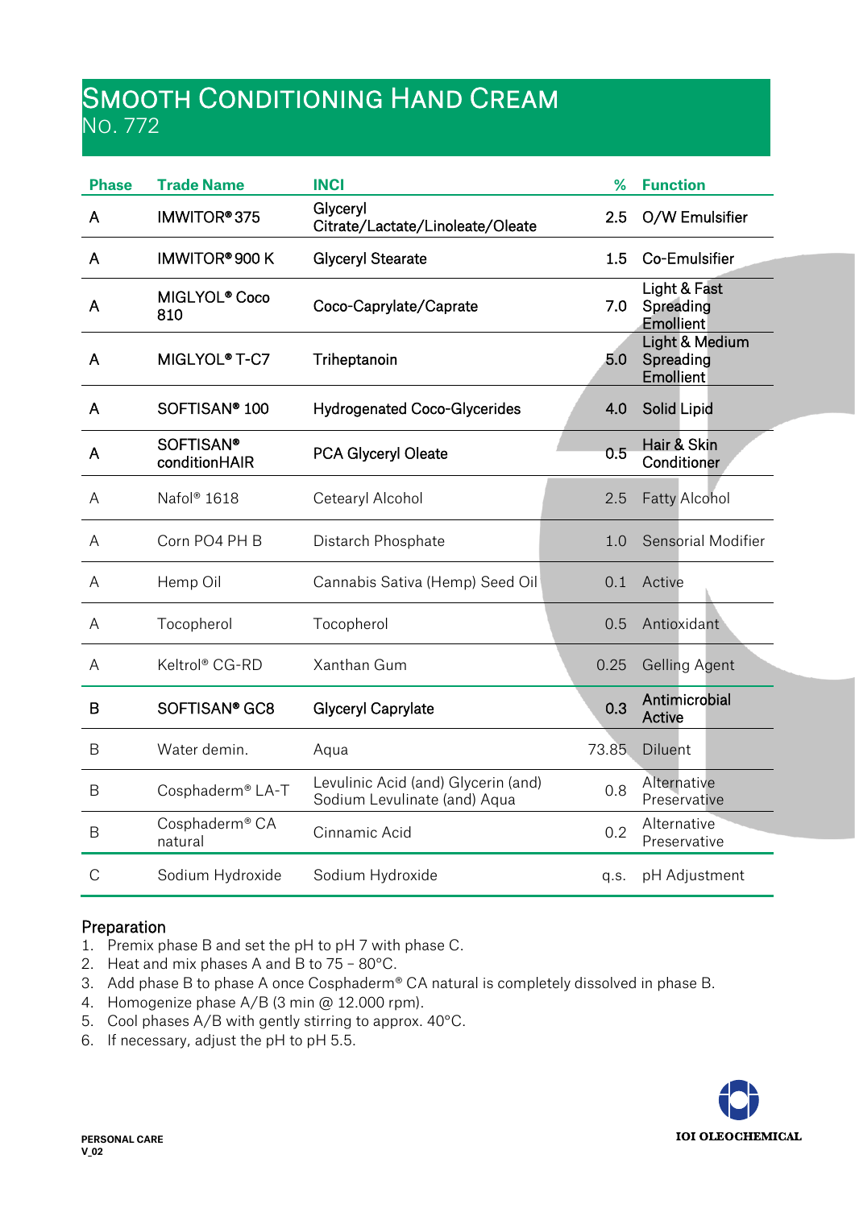# Smooth Conditioning Hand Cream

## No. 772

| Phase | Trade Name | INCI | % | Function |
|---|---|---|---|---|
| A | IMWITOR® 375 | Glyceryl Citrate/Lactate/Linoleate/Oleate | 2.5 | O/W Emulsifier |
| A | IMWITOR® 900 K | Glyceryl Stearate | 1.5 | Co-Emulsifier |
| A | MIGLYOL® Coco 810 | Coco-Caprylate/Caprate | 7.0 | Light & Fast Spreading Emollient |
| A | MIGLYOL® T-C7 | Triheptanoin | 5.0 | Light & Medium Spreading Emollient |
| A | SOFTISAN® 100 | Hydrogenated Coco-Glycerides | 4.0 | Solid Lipid |
| A | SOFTISAN® conditionHAIR | PCA Glyceryl Oleate | 0.5 | Hair & Skin Conditioner |
| A | Nafol® 1618 | Cetearyl Alcohol | 2.5 | Fatty Alcohol |
| A | Corn PO4 PH B | Distarch Phosphate | 1.0 | Sensorial Modifier |
| A | Hemp Oil | Cannabis Sativa (Hemp) Seed Oil | 0.1 | Active |
| A | Tocopherol | Tocopherol | 0.5 | Antioxidant |
| A | Keltrol® CG-RD | Xanthan Gum | 0.25 | Gelling Agent |
| B | SOFTISAN® GC8 | Glyceryl Caprylate | 0.3 | Antimicrobial Active |
| B | Water demin. | Aqua | 73.85 | Diluent |
| B | Cosphaderm® LA-T | Levulinic Acid (and) Glycerin (and) Sodium Levulinate (and) Aqua | 0.8 | Alternative Preservative |
| B | Cosphaderm® CA natural | Cinnamic Acid | 0.2 | Alternative Preservative |
| C | Sodium Hydroxide | Sodium Hydroxide | q.s. | pH Adjustment |

### Preparation

1. Premix phase B and set the pH to pH 7 with phase C.
2. Heat and mix phases A and B to 75 – 80°C.
3. Add phase B to phase A once Cosphaderm® CA natural is completely dissolved in phase B.
4. Homogenize phase A/B (3 min @ 12.000 rpm).
5. Cool phases A/B with gently stirring to approx. 40°C.
6. If necessary, adjust the pH to pH 5.5.

PERSONAL CARE
V_02

IOI OLEOCHEMICAL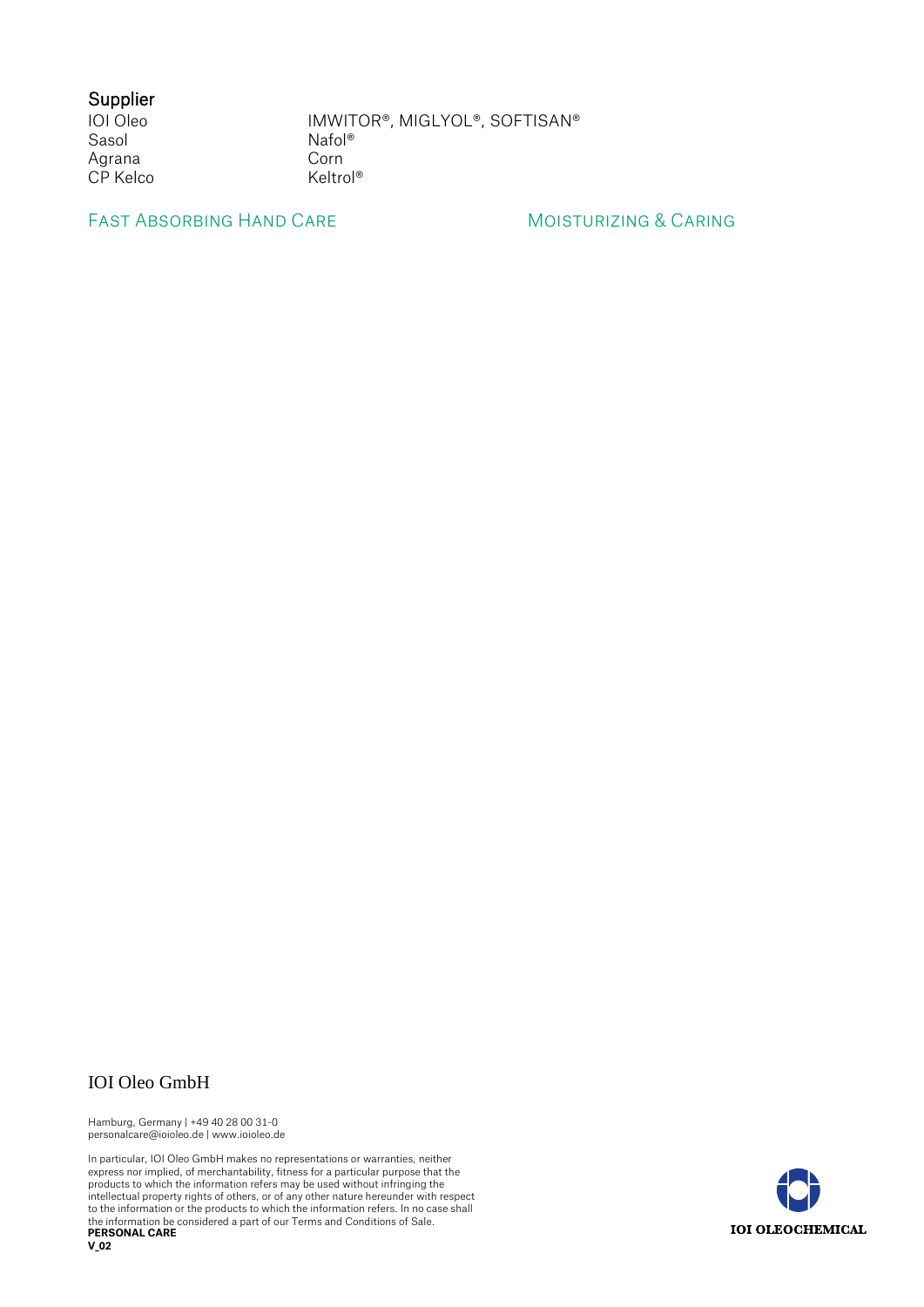## Supplier

| | |
|---|---|
| IOI Oleo | IMWITOR®, MIGLYOL®, SOFTISAN® |
| Sasol | Nafol® |
| Agrana | Corn |
| CP Kelco | Keltrol® |

FAST ABSORBING HAND CARE

MOISTURIZING & CARING

IOI Oleo GmbH

Hamburg, Germany | +49 40 28 00 31-0
personalcare@ioioleo.de | www.ioioleo.de

In particular, IOI Oleo GmbH makes no representations or warranties, neither express nor implied, of merchantability, fitness for a particular purpose that the products to which the information refers may be used without infringing the intellectual property rights of others, or of any other nature hereunder with respect to the information or the products to which the information refers. In no case shall the information be considered a part of our Terms and Conditions of Sale.

**PERSONAL CARE**
**V_02**

IOI OLEOCHEMICAL